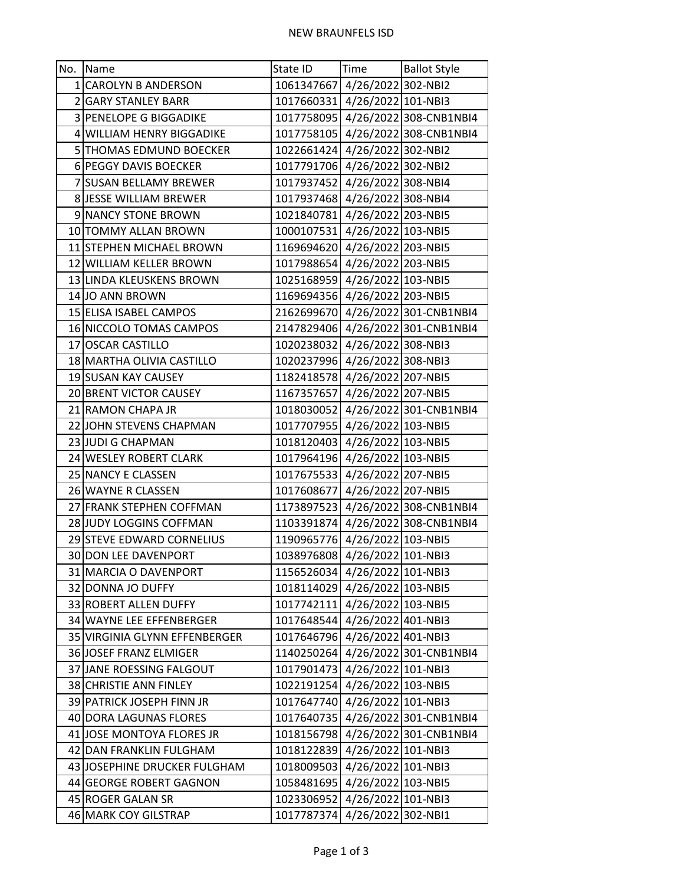# NEW BRAUNFELS ISD

| No. | Name | State ID | Time | Ballot Style |
|---|---|---|---|---|
| 1 | CAROLYN B ANDERSON | 1061347667 | 4/26/2022 | 302-NBI2 |
| 2 | GARY STANLEY BARR | 1017660331 | 4/26/2022 | 101-NBI3 |
| 3 | PENELOPE G BIGGADIKE | 1017758095 | 4/26/2022 | 308-CNB1NBI4 |
| 4 | WILLIAM HENRY BIGGADIKE | 1017758105 | 4/26/2022 | 308-CNB1NBI4 |
| 5 | THOMAS EDMUND BOECKER | 1022661424 | 4/26/2022 | 302-NBI2 |
| 6 | PEGGY DAVIS BOECKER | 1017791706 | 4/26/2022 | 302-NBI2 |
| 7 | SUSAN BELLAMY BREWER | 1017937452 | 4/26/2022 | 308-NBI4 |
| 8 | JESSE WILLIAM BREWER | 1017937468 | 4/26/2022 | 308-NBI4 |
| 9 | NANCY STONE BROWN | 1021840781 | 4/26/2022 | 203-NBI5 |
| 10 | TOMMY ALLAN BROWN | 1000107531 | 4/26/2022 | 103-NBI5 |
| 11 | STEPHEN MICHAEL BROWN | 1169694620 | 4/26/2022 | 203-NBI5 |
| 12 | WILLIAM KELLER BROWN | 1017988654 | 4/26/2022 | 203-NBI5 |
| 13 | LINDA KLEUSKENS BROWN | 1025168959 | 4/26/2022 | 103-NBI5 |
| 14 | JO ANN BROWN | 1169694356 | 4/26/2022 | 203-NBI5 |
| 15 | ELISA ISABEL CAMPOS | 2162699670 | 4/26/2022 | 301-CNB1NBI4 |
| 16 | NICCOLO TOMAS CAMPOS | 2147829406 | 4/26/2022 | 301-CNB1NBI4 |
| 17 | OSCAR CASTILLO | 1020238032 | 4/26/2022 | 308-NBI3 |
| 18 | MARTHA OLIVIA CASTILLO | 1020237996 | 4/26/2022 | 308-NBI3 |
| 19 | SUSAN KAY CAUSEY | 1182418578 | 4/26/2022 | 207-NBI5 |
| 20 | BRENT VICTOR CAUSEY | 1167357657 | 4/26/2022 | 207-NBI5 |
| 21 | RAMON CHAPA JR | 1018030052 | 4/26/2022 | 301-CNB1NBI4 |
| 22 | JOHN STEVENS CHAPMAN | 1017707955 | 4/26/2022 | 103-NBI5 |
| 23 | JUDI G CHAPMAN | 1018120403 | 4/26/2022 | 103-NBI5 |
| 24 | WESLEY ROBERT CLARK | 1017964196 | 4/26/2022 | 103-NBI5 |
| 25 | NANCY E CLASSEN | 1017675533 | 4/26/2022 | 207-NBI5 |
| 26 | WAYNE R CLASSEN | 1017608677 | 4/26/2022 | 207-NBI5 |
| 27 | FRANK STEPHEN COFFMAN | 1173897523 | 4/26/2022 | 308-CNB1NBI4 |
| 28 | JUDY LOGGINS COFFMAN | 1103391874 | 4/26/2022 | 308-CNB1NBI4 |
| 29 | STEVE EDWARD CORNELIUS | 1190965776 | 4/26/2022 | 103-NBI5 |
| 30 | DON LEE DAVENPORT | 1038976808 | 4/26/2022 | 101-NBI3 |
| 31 | MARCIA O DAVENPORT | 1156526034 | 4/26/2022 | 101-NBI3 |
| 32 | DONNA JO DUFFY | 1018114029 | 4/26/2022 | 103-NBI5 |
| 33 | ROBERT ALLEN DUFFY | 1017742111 | 4/26/2022 | 103-NBI5 |
| 34 | WAYNE LEE EFFENBERGER | 1017648544 | 4/26/2022 | 401-NBI3 |
| 35 | VIRGINIA GLYNN EFFENBERGER | 1017646796 | 4/26/2022 | 401-NBI3 |
| 36 | JOSEF FRANZ ELMIGER | 1140250264 | 4/26/2022 | 301-CNB1NBI4 |
| 37 | JANE ROESSING FALGOUT | 1017901473 | 4/26/2022 | 101-NBI3 |
| 38 | CHRISTIE ANN FINLEY | 1022191254 | 4/26/2022 | 103-NBI5 |
| 39 | PATRICK JOSEPH FINN JR | 1017647740 | 4/26/2022 | 101-NBI3 |
| 40 | DORA LAGUNAS FLORES | 1017640735 | 4/26/2022 | 301-CNB1NBI4 |
| 41 | JOSE MONTOYA FLORES JR | 1018156798 | 4/26/2022 | 301-CNB1NBI4 |
| 42 | DAN FRANKLIN FULGHAM | 1018122839 | 4/26/2022 | 101-NBI3 |
| 43 | JOSEPHINE DRUCKER FULGHAM | 1018009503 | 4/26/2022 | 101-NBI3 |
| 44 | GEORGE ROBERT GAGNON | 1058481695 | 4/26/2022 | 103-NBI5 |
| 45 | ROGER GALAN SR | 1023306952 | 4/26/2022 | 101-NBI3 |
| 46 | MARK COY GILSTRAP | 1017787374 | 4/26/2022 | 302-NBI1 |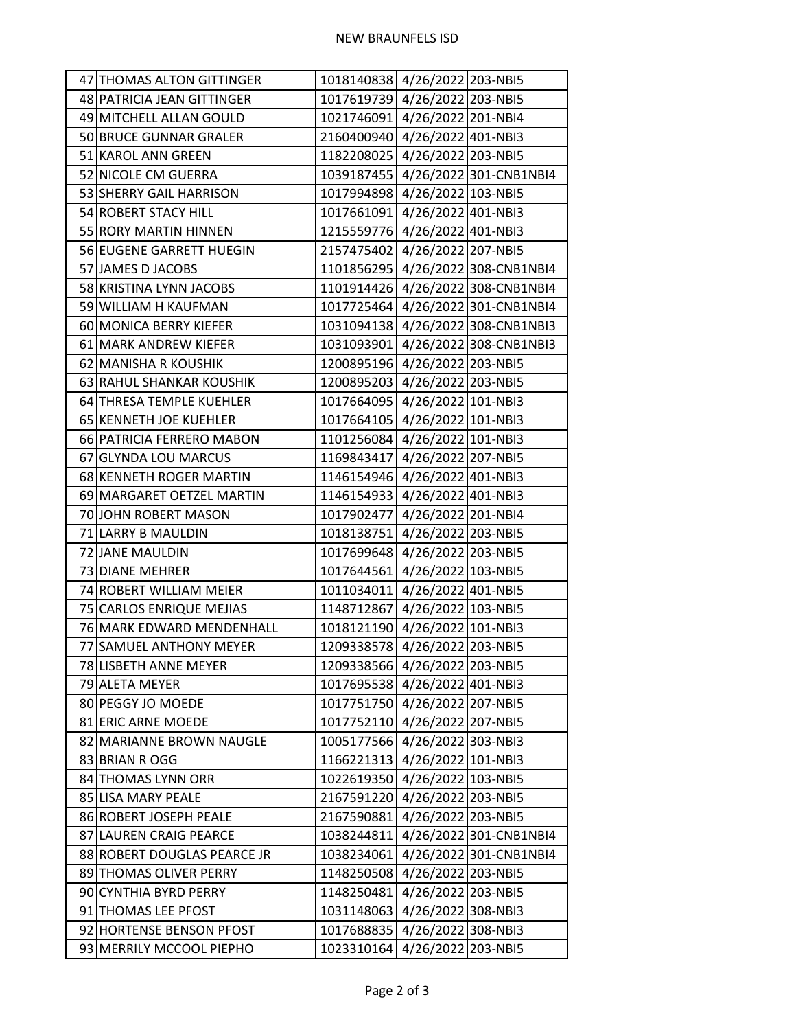| | | | | |
|---|---|---|---|---|
| 47 | THOMAS ALTON GITTINGER | 1018140838 | 4/26/2022 | 203-NBI5 |
| 48 | PATRICIA JEAN GITTINGER | 1017619739 | 4/26/2022 | 203-NBI5 |
| 49 | MITCHELL ALLAN GOULD | 1021746091 | 4/26/2022 | 201-NBI4 |
| 50 | BRUCE GUNNAR GRALER | 2160400940 | 4/26/2022 | 401-NBI3 |
| 51 | KAROL ANN GREEN | 1182208025 | 4/26/2022 | 203-NBI5 |
| 52 | NICOLE CM GUERRA | 1039187455 | 4/26/2022 | 301-CNB1NBI4 |
| 53 | SHERRY GAIL HARRISON | 1017994898 | 4/26/2022 | 103-NBI5 |
| 54 | ROBERT STACY HILL | 1017661091 | 4/26/2022 | 401-NBI3 |
| 55 | RORY MARTIN HINNEN | 1215559776 | 4/26/2022 | 401-NBI3 |
| 56 | EUGENE GARRETT HUEGIN | 2157475402 | 4/26/2022 | 207-NBI5 |
| 57 | JAMES D JACOBS | 1101856295 | 4/26/2022 | 308-CNB1NBI4 |
| 58 | KRISTINA LYNN JACOBS | 1101914426 | 4/26/2022 | 308-CNB1NBI4 |
| 59 | WILLIAM H KAUFMAN | 1017725464 | 4/26/2022 | 301-CNB1NBI4 |
| 60 | MONICA BERRY KIEFER | 1031094138 | 4/26/2022 | 308-CNB1NBI3 |
| 61 | MARK ANDREW KIEFER | 1031093901 | 4/26/2022 | 308-CNB1NBI3 |
| 62 | MANISHA R KOUSHIK | 1200895196 | 4/26/2022 | 203-NBI5 |
| 63 | RAHUL SHANKAR KOUSHIK | 1200895203 | 4/26/2022 | 203-NBI5 |
| 64 | THRESA TEMPLE KUEHLER | 1017664095 | 4/26/2022 | 101-NBI3 |
| 65 | KENNETH JOE KUEHLER | 1017664105 | 4/26/2022 | 101-NBI3 |
| 66 | PATRICIA FERRERO MABON | 1101256084 | 4/26/2022 | 101-NBI3 |
| 67 | GLYNDA LOU MARCUS | 1169843417 | 4/26/2022 | 207-NBI5 |
| 68 | KENNETH ROGER MARTIN | 1146154946 | 4/26/2022 | 401-NBI3 |
| 69 | MARGARET OETZEL MARTIN | 1146154933 | 4/26/2022 | 401-NBI3 |
| 70 | JOHN ROBERT MASON | 1017902477 | 4/26/2022 | 201-NBI4 |
| 71 | LARRY B MAULDIN | 1018138751 | 4/26/2022 | 203-NBI5 |
| 72 | JANE MAULDIN | 1017699648 | 4/26/2022 | 203-NBI5 |
| 73 | DIANE MEHRER | 1017644561 | 4/26/2022 | 103-NBI5 |
| 74 | ROBERT WILLIAM MEIER | 1011034011 | 4/26/2022 | 401-NBI5 |
| 75 | CARLOS ENRIQUE MEJIAS | 1148712867 | 4/26/2022 | 103-NBI5 |
| 76 | MARK EDWARD MENDENHALL | 1018121190 | 4/26/2022 | 101-NBI3 |
| 77 | SAMUEL ANTHONY MEYER | 1209338578 | 4/26/2022 | 203-NBI5 |
| 78 | LISBETH ANNE MEYER | 1209338566 | 4/26/2022 | 203-NBI5 |
| 79 | ALETA MEYER | 1017695538 | 4/26/2022 | 401-NBI3 |
| 80 | PEGGY JO MOEDE | 1017751750 | 4/26/2022 | 207-NBI5 |
| 81 | ERIC ARNE MOEDE | 1017752110 | 4/26/2022 | 207-NBI5 |
| 82 | MARIANNE BROWN NAUGLE | 1005177566 | 4/26/2022 | 303-NBI3 |
| 83 | BRIAN R OGG | 1166221313 | 4/26/2022 | 101-NBI3 |
| 84 | THOMAS LYNN ORR | 1022619350 | 4/26/2022 | 103-NBI5 |
| 85 | LISA MARY PEALE | 2167591220 | 4/26/2022 | 203-NBI5 |
| 86 | ROBERT JOSEPH PEALE | 2167590881 | 4/26/2022 | 203-NBI5 |
| 87 | LAUREN CRAIG PEARCE | 1038244811 | 4/26/2022 | 301-CNB1NBI4 |
| 88 | ROBERT DOUGLAS PEARCE JR | 1038234061 | 4/26/2022 | 301-CNB1NBI4 |
| 89 | THOMAS OLIVER PERRY | 1148250508 | 4/26/2022 | 203-NBI5 |
| 90 | CYNTHIA BYRD PERRY | 1148250481 | 4/26/2022 | 203-NBI5 |
| 91 | THOMAS LEE PFOST | 1031148063 | 4/26/2022 | 308-NBI3 |
| 92 | HORTENSE BENSON PFOST | 1017688835 | 4/26/2022 | 308-NBI3 |
| 93 | MERRILY MCCOOL PIEPHO | 1023310164 | 4/26/2022 | 203-NBI5 |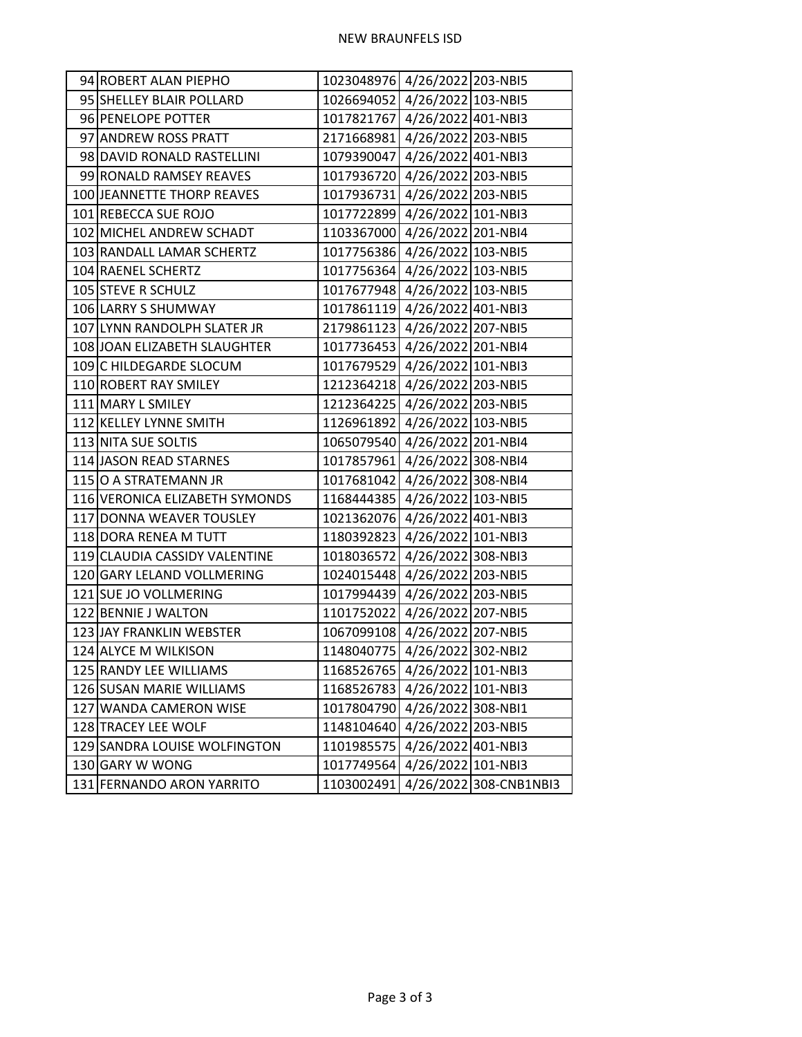| | | | | |
|---|---|---|---|---|
| 94 | ROBERT ALAN PIEPHO | 1023048976 | 4/26/2022 | 203-NBI5 |
| 95 | SHELLEY BLAIR POLLARD | 1026694052 | 4/26/2022 | 103-NBI5 |
| 96 | PENELOPE POTTER | 1017821767 | 4/26/2022 | 401-NBI3 |
| 97 | ANDREW ROSS PRATT | 2171668981 | 4/26/2022 | 203-NBI5 |
| 98 | DAVID RONALD RASTELLINI | 1079390047 | 4/26/2022 | 401-NBI3 |
| 99 | RONALD RAMSEY REAVES | 1017936720 | 4/26/2022 | 203-NBI5 |
| 100 | JEANNETTE THORP REAVES | 1017936731 | 4/26/2022 | 203-NBI5 |
| 101 | REBECCA SUE ROJO | 1017722899 | 4/26/2022 | 101-NBI3 |
| 102 | MICHEL ANDREW SCHADT | 1103367000 | 4/26/2022 | 201-NBI4 |
| 103 | RANDALL LAMAR SCHERTZ | 1017756386 | 4/26/2022 | 103-NBI5 |
| 104 | RAENEL SCHERTZ | 1017756364 | 4/26/2022 | 103-NBI5 |
| 105 | STEVE R SCHULZ | 1017677948 | 4/26/2022 | 103-NBI5 |
| 106 | LARRY S SHUMWAY | 1017861119 | 4/26/2022 | 401-NBI3 |
| 107 | LYNN RANDOLPH SLATER JR | 2179861123 | 4/26/2022 | 207-NBI5 |
| 108 | JOAN ELIZABETH SLAUGHTER | 1017736453 | 4/26/2022 | 201-NBI4 |
| 109 | C HILDEGARDE SLOCUM | 1017679529 | 4/26/2022 | 101-NBI3 |
| 110 | ROBERT RAY SMILEY | 1212364218 | 4/26/2022 | 203-NBI5 |
| 111 | MARY L SMILEY | 1212364225 | 4/26/2022 | 203-NBI5 |
| 112 | KELLEY LYNNE SMITH | 1126961892 | 4/26/2022 | 103-NBI5 |
| 113 | NITA SUE SOLTIS | 1065079540 | 4/26/2022 | 201-NBI4 |
| 114 | JASON READ STARNES | 1017857961 | 4/26/2022 | 308-NBI4 |
| 115 | O A STRATEMANN JR | 1017681042 | 4/26/2022 | 308-NBI4 |
| 116 | VERONICA ELIZABETH SYMONDS | 1168444385 | 4/26/2022 | 103-NBI5 |
| 117 | DONNA WEAVER TOUSLEY | 1021362076 | 4/26/2022 | 401-NBI3 |
| 118 | DORA RENEA M TUTT | 1180392823 | 4/26/2022 | 101-NBI3 |
| 119 | CLAUDIA CASSIDY VALENTINE | 1018036572 | 4/26/2022 | 308-NBI3 |
| 120 | GARY LELAND VOLLMERING | 1024015448 | 4/26/2022 | 203-NBI5 |
| 121 | SUE JO VOLLMERING | 1017994439 | 4/26/2022 | 203-NBI5 |
| 122 | BENNIE J WALTON | 1101752022 | 4/26/2022 | 207-NBI5 |
| 123 | JAY FRANKLIN WEBSTER | 1067099108 | 4/26/2022 | 207-NBI5 |
| 124 | ALYCE M WILKISON | 1148040775 | 4/26/2022 | 302-NBI2 |
| 125 | RANDY LEE WILLIAMS | 1168526765 | 4/26/2022 | 101-NBI3 |
| 126 | SUSAN MARIE WILLIAMS | 1168526783 | 4/26/2022 | 101-NBI3 |
| 127 | WANDA CAMERON WISE | 1017804790 | 4/26/2022 | 308-NBI1 |
| 128 | TRACEY LEE WOLF | 1148104640 | 4/26/2022 | 203-NBI5 |
| 129 | SANDRA LOUISE WOLFINGTON | 1101985575 | 4/26/2022 | 401-NBI3 |
| 130 | GARY W WONG | 1017749564 | 4/26/2022 | 101-NBI3 |
| 131 | FERNANDO ARON YARRITO | 1103002491 | 4/26/2022 | 308-CNB1NBI3 |